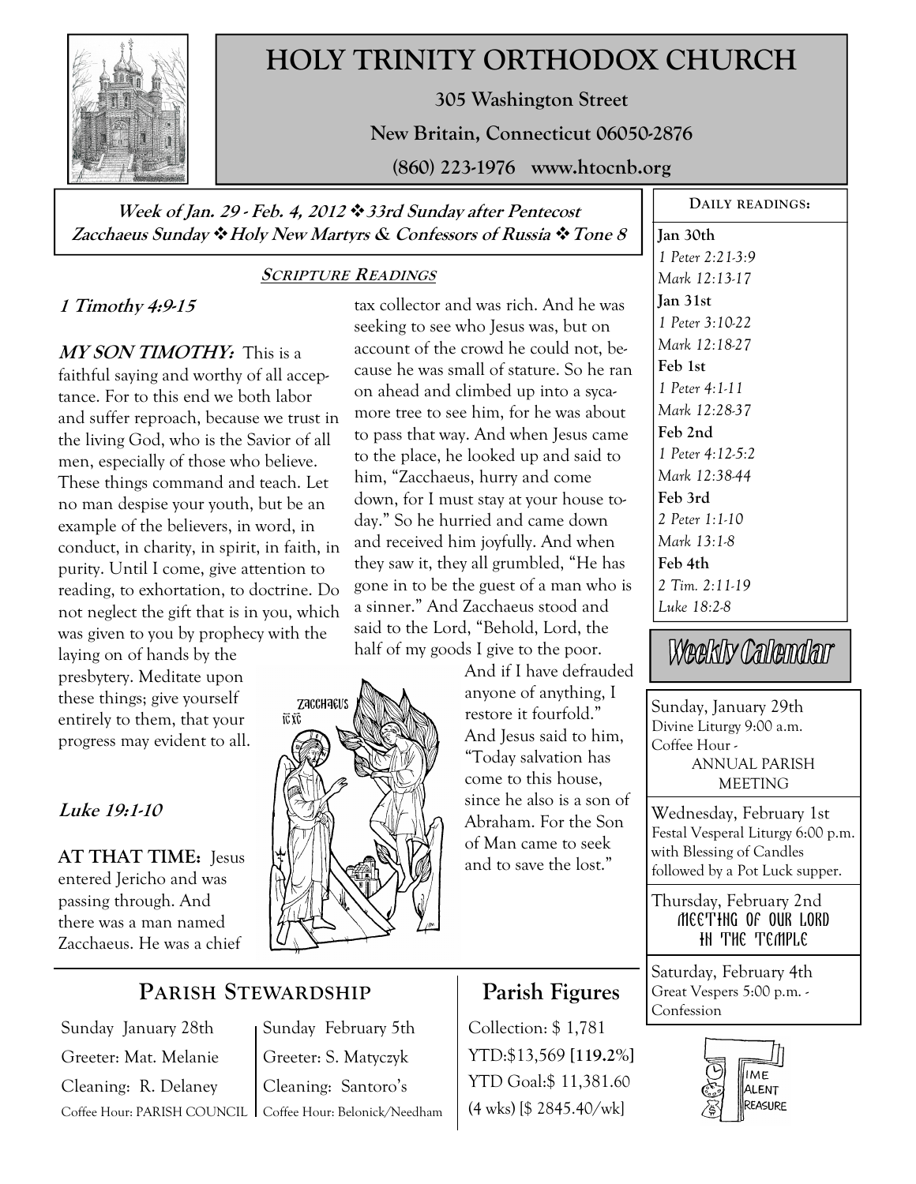# HOLY TRINITY ORTHODOX CHURCH

**305 Washington Street**

**New Britain, Connecticut 06050-2876**

**(860) 223-1976 www.htocnb.org**

***Week of Jan. 29 - Feb. 4, 2012 ❖ 33rd Sunday after Pentecost***
***Zacchaeus Sunday ❖ Holy New Martyrs & Confessors of Russia ❖ Tone 8***

## SCRIPTURE READINGS

### *1 Timothy 4:9-15*

***MY SON TIMOTHY:*** This is a faithful saying and worthy of all acceptance. For to this end we both labor and suffer reproach, because we trust in the living God, who is the Savior of all men, especially of those who believe. These things command and teach. Let no man despise your youth, but be an example of the believers, in word, in conduct, in charity, in spirit, in faith, in purity. Until I come, give attention to reading, to exhortation, to doctrine. Do not neglect the gift that is in you, which was given to you by prophecy with the laying on of hands by the presbytery. Meditate upon these things; give yourself entirely to them, that your progress may evident to all.

### *Luke 19:1-10*

**AT THAT TIME:** Jesus entered Jericho and was passing through. And there was a man named Zacchaeus. He was a chief tax collector and was rich. And he was seeking to see who Jesus was, but on account of the crowd he could not, because he was small of stature. So he ran on ahead and climbed up into a sycamore tree to see him, for he was about to pass that way. And when Jesus came to the place, he looked up and said to him, "Zacchaeus, hurry and come down, for I must stay at your house today." So he hurried and came down and received him joyfully. And when they saw it, they all grumbled, "He has gone in to be the guest of a man who is a sinner." And Zacchaeus stood and said to the Lord, "Behold, Lord, the half of my goods I give to the poor. And if I have defrauded anyone of anything, I restore it fourfold." And Jesus said to him, "Today salvation has come to this house, since he also is a son of Abraham. For the Son of Man came to seek and to save the lost."

## PARISH STEWARDSHIP

| Sunday January 28th | Sunday February 5th |
|---|---|
| Greeter: Mat. Melanie | Greeter: S. Matyczyk |
| Cleaning: R. Delaney | Cleaning: Santoro's |
| Coffee Hour: PARISH COUNCIL | Coffee Hour: Belonick/Needham |

## Parish Figures

Collection: $ 1,781

YTD:$13,569 **[119.2%]**

YTD Goal:$ 11,381.60

(4 wks) [$ 2845.40/wk]

## DAILY READINGS:

**Jan 30th**
*1 Peter 2:21-3:9*
*Mark 12:13-17*

**Jan 31st**
*1 Peter 3:10-22*
*Mark 12:18-27*

**Feb 1st**
*1 Peter 4:1-11*
*Mark 12:28-37*

**Feb 2nd**
*1 Peter 4:12-5:2*
*Mark 12:38-44*

**Feb 3rd**
*2 Peter 1:1-10*
*Mark 13:1-8*

**Feb 4th**
*2 Tim. 2:11-19*
*Luke 18:2-8*

## Weekly Calendar

Sunday, January 29th
Divine Liturgy 9:00 a.m.
Coffee Hour -
ANNUAL PARISH MEETING

Wednesday, February 1st
Festal Vesperal Liturgy 6:00 p.m. with Blessing of Candles followed by a Pot Luck supper.

Thursday, February 2nd
MEETING OF OUR LORD IN THE TEMPLE

Saturday, February 4th
Great Vespers 5:00 p.m. - Confession

TIME
TALENT
TREASURE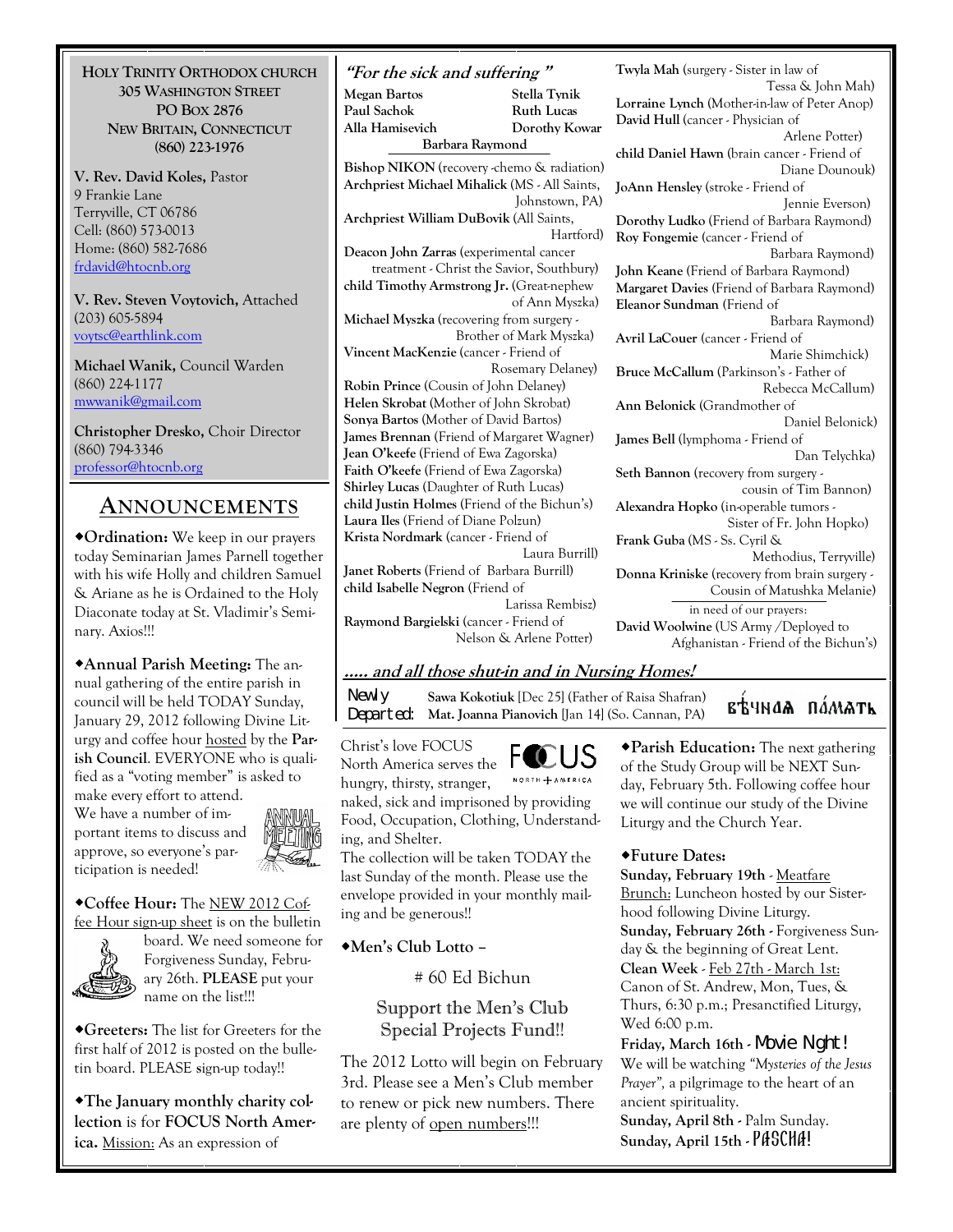**Holy Trinity Orthodox Church**
**305 Washington Street**
**PO Box 2876**
**New Britain, Connecticut**
**(860) 223-1976**

**V. Rev. David Koles,** Pastor
9 Frankie Lane
Terryville, CT 06786
Cell: (860) 573-0013
Home: (860) 582-7686
frdavid@htocnb.org

**V. Rev. Steven Voytovich,** Attached
(203) 605-5894
voytsc@earthlink.com

**Michael Wanik,** Council Warden
(860) 224-1177
mwwanik@gmail.com

**Christopher Dresko,** Choir Director
(860) 794-3346
professor@htocnb.org

# ANNOUNCEMENTS

◆**Ordination:** We keep in our prayers today Seminarian James Parnell together with his wife Holly and children Samuel & Ariane as he is Ordained to the Holy Diaconate today at St. Vladimir's Seminary. Axios!!!

◆**Annual Parish Meeting:** The annual gathering of the entire parish in council will be held TODAY Sunday, January 29, 2012 following Divine Liturgy and coffee hour hosted by the **Parish Council**. EVERYONE who is qualified as a "voting member" is asked to make every effort to attend. We have a number of important items to discuss and approve, so everyone's participation is needed!

◆**Coffee Hour:** The NEW 2012 Coffee Hour sign-up sheet is on the bulletin board. We need someone for Forgiveness Sunday, February 26th. **PLEASE** put your name on the list!!!

◆**Greeters:** The list for Greeters for the first half of 2012 is posted on the bulletin board. PLEASE sign-up today!!

◆**The January monthly charity collection** is for **FOCUS North America.** Mission: As an expression of Christ's love FOCUS North America serves the hungry, thirsty, stranger, naked, sick and imprisoned by providing Food, Occupation, Clothing, Understanding, and Shelter.

The collection will be taken TODAY the last Sunday of the month. Please use the envelope provided in your monthly mailing and be generous!!

◆**Men's Club Lotto –**

# 60 Ed Bichun

Support the Men's Club Special Projects Fund!!

The 2012 Lotto will begin on February 3rd. Please see a Men's Club member to renew or pick new numbers. There are plenty of open numbers!!!

## *"For the sick and suffering"*

**Megan Bartos**
**Paul Sachok**
**Alla Hamisevich**
**Stella Tynik**
**Ruth Lucas**
**Dorothy Kowar**
**Barbara Raymond**

**Bishop NIKON** (recovery -chemo & radiation)
**Archpriest Michael Mihalick** (MS - All Saints, Johnstown, PA)
**Archpriest William DuBovik** (All Saints, Hartford)
**Deacon John Zarras** (experimental cancer treatment - Christ the Savior, Southbury)
**child Timothy Armstrong Jr.** (Great-nephew of Ann Myszka)
**Michael Myszka** (recovering from surgery - Brother of Mark Myszka)
**Vincent MacKenzie** (cancer - Friend of Rosemary Delaney)
**Robin Prince** (Cousin of John Delaney)
**Helen Skrobat** (Mother of John Skrobat)
**Sonya Bartos** (Mother of David Bartos)
**James Brennan** (Friend of Margaret Wagner)
**Jean O'keefe** (Friend of Ewa Zagorska)
**Faith O'keefe** (Friend of Ewa Zagorska)
**Shirley Lucas** (Daughter of Ruth Lucas)
**child Justin Holmes** (Friend of the Bichun's)
**Laura Iles** (Friend of Diane Polzun)
**Krista Nordmark** (cancer - Friend of Laura Burrill)
**Janet Roberts** (Friend of Barbara Burrill)
**child Isabelle Negron** (Friend of Larissa Rembisz)
**Raymond Bargielski** (cancer - Friend of Nelson & Arlene Potter)
**Twyla Mah** (surgery - Sister in law of Tessa & John Mah)
**Lorraine Lynch** (Mother-in-law of Peter Anop)
**David Hull** (cancer - Physician of Arlene Potter)
**child Daniel Hawn** (brain cancer - Friend of Diane Dounouk)
**JoAnn Hensley** (stroke - Friend of Jennie Everson)
**Dorothy Ludko** (Friend of Barbara Raymond)
**Roy Fongemie** (cancer - Friend of Barbara Raymond)
**John Keane** (Friend of Barbara Raymond)
**Margaret Davies** (Friend of Barbara Raymond)
**Eleanor Sundman** (Friend of Barbara Raymond)
**Avril LaCouer** (cancer - Friend of Marie Shimchick)
**Bruce McCallum** (Parkinson's - Father of Rebecca McCallum)
**Ann Belonick** (Grandmother of Daniel Belonick)
**James Bell** (lymphoma - Friend of Dan Telychka)
**Seth Bannon** (recovery from surgery - cousin of Tim Bannon)
**Alexandra Hopko** (in-operable tumors - Sister of Fr. John Hopko)
**Frank Guba** (MS - Ss. Cyril & Methodius, Terryville)
**Donna Kriniske** (recovery from brain surgery - Cousin of Matushka Melanie)

in need of our prayers:
**David Woolwine** (US Army /Deployed to Afghanistan - Friend of the Bichun's)

## *..... and all those shut-in and in Nursing Homes!*

Newly Departed: **Sawa Kokotiuk** [Dec 25] (Father of Raisa Shafran)
**Mat. Joanna Pianovich** [Jan 14] (So. Cannan, PA)

Вѣчнаѧ памѧть

◆**Parish Education:** The next gathering of the Study Group will be NEXT Sunday, February 5th. Following coffee hour we will continue our study of the Divine Liturgy and the Church Year.

◆**Future Dates:**
**Sunday, February 19th** - Meatfare Brunch: Luncheon hosted by our Sisterhood following Divine Liturgy.
**Sunday, February 26th -** Forgiveness Sunday & the beginning of Great Lent.
**Clean Week** - Feb 27th - March 1st: Canon of St. Andrew, Mon, Tues, & Thurs, 6:30 p.m.; Presanctified Liturgy, Wed 6:00 p.m.
**Friday, March 16th -** Movie Night! We will be watching *"Mysteries of the Jesus Prayer"*, a pilgrimage to the heart of an ancient spirituality.
**Sunday, April 8th -** Palm Sunday.
**Sunday, April 15th -** PASCHA!